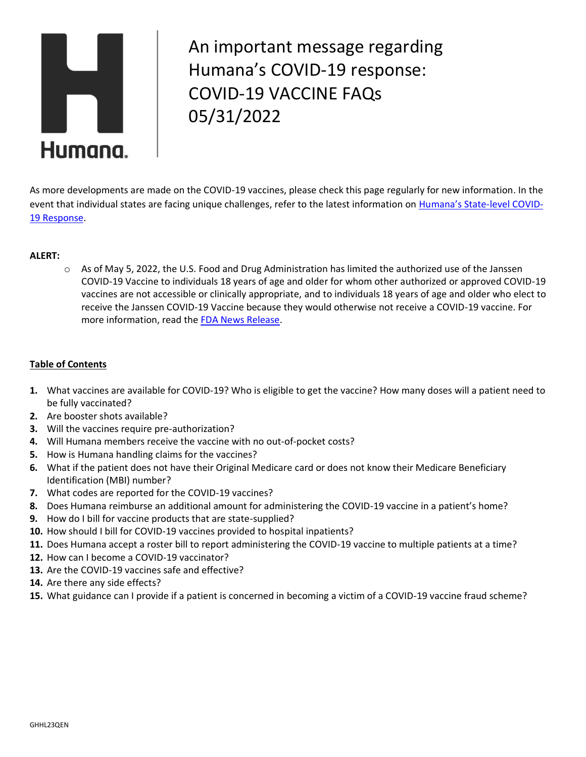# An important message regarding Humana's COVID-19 response: COVID-19 VACCINE FAQs 05/31/2022

As more developments are made on the COVID-19 vaccines, please check this page regularly for new information. In the event that individual states are facing unique challenges, refer to the latest information on [Humana's State-level COVID-19 Response](#).

**ALERT:**

- As of May 5, 2022, the U.S. Food and Drug Administration has limited the authorized use of the Janssen COVID-19 Vaccine to individuals 18 years of age and older for whom other authorized or approved COVID-19 vaccines are not accessible or clinically appropriate, and to individuals 18 years of age and older who elect to receive the Janssen COVID-19 Vaccine because they would otherwise not receive a COVID-19 vaccine. For more information, read the [FDA News Release](#).

**Table of Contents**

1. What vaccines are available for COVID-19? Who is eligible to get the vaccine? How many doses will a patient need to be fully vaccinated?
2. Are booster shots available?
3. Will the vaccines require pre-authorization?
4. Will Humana members receive the vaccine with no out-of-pocket costs?
5. How is Humana handling claims for the vaccines?
6. What if the patient does not have their Original Medicare card or does not know their Medicare Beneficiary Identification (MBI) number?
7. What codes are reported for the COVID-19 vaccines?
8. Does Humana reimburse an additional amount for administering the COVID-19 vaccine in a patient's home?
9. How do I bill for vaccine products that are state-supplied?
10. How should I bill for COVID-19 vaccines provided to hospital inpatients?
11. Does Humana accept a roster bill to report administering the COVID-19 vaccine to multiple patients at a time?
12. How can I become a COVID-19 vaccinator?
13. Are the COVID-19 vaccines safe and effective?
14. Are there any side effects?
15. What guidance can I provide if a patient is concerned in becoming a victim of a COVID-19 vaccine fraud scheme?

GHHL23QEN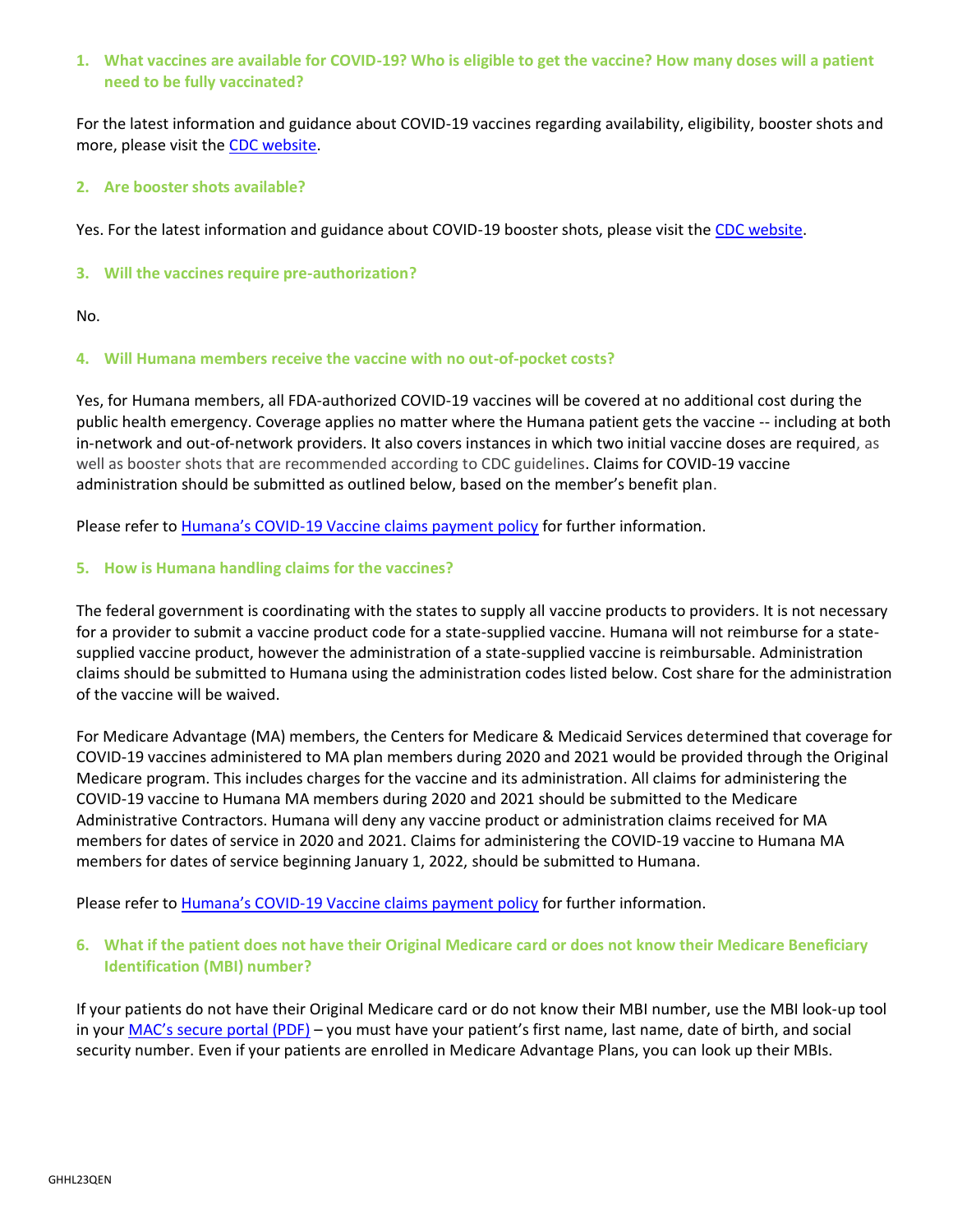1. **What vaccines are available for COVID-19? Who is eligible to get the vaccine? How many doses will a patient need to be fully vaccinated?**

For the latest information and guidance about COVID-19 vaccines regarding availability, eligibility, booster shots and more, please visit the CDC website.

2. **Are booster shots available?**

Yes. For the latest information and guidance about COVID-19 booster shots, please visit the CDC website.

3. **Will the vaccines require pre-authorization?**

No.

4. **Will Humana members receive the vaccine with no out-of-pocket costs?**

Yes, for Humana members, all FDA-authorized COVID-19 vaccines will be covered at no additional cost during the public health emergency. Coverage applies no matter where the Humana patient gets the vaccine -- including at both in-network and out-of-network providers. It also covers instances in which two initial vaccine doses are required, as well as booster shots that are recommended according to CDC guidelines. Claims for COVID-19 vaccine administration should be submitted as outlined below, based on the member's benefit plan.

Please refer to Humana's COVID-19 Vaccine claims payment policy for further information.

5. **How is Humana handling claims for the vaccines?**

The federal government is coordinating with the states to supply all vaccine products to providers. It is not necessary for a provider to submit a vaccine product code for a state-supplied vaccine. Humana will not reimburse for a state-supplied vaccine product, however the administration of a state-supplied vaccine is reimbursable. Administration claims should be submitted to Humana using the administration codes listed below. Cost share for the administration of the vaccine will be waived.

For Medicare Advantage (MA) members, the Centers for Medicare & Medicaid Services determined that coverage for COVID-19 vaccines administered to MA plan members during 2020 and 2021 would be provided through the Original Medicare program. This includes charges for the vaccine and its administration. All claims for administering the COVID-19 vaccine to Humana MA members during 2020 and 2021 should be submitted to the Medicare Administrative Contractors. Humana will deny any vaccine product or administration claims received for MA members for dates of service in 2020 and 2021. Claims for administering the COVID-19 vaccine to Humana MA members for dates of service beginning January 1, 2022, should be submitted to Humana.

Please refer to Humana's COVID-19 Vaccine claims payment policy for further information.

6. **What if the patient does not have their Original Medicare card or does not know their Medicare Beneficiary Identification (MBI) number?**

If your patients do not have their Original Medicare card or do not know their MBI number, use the MBI look-up tool in your MAC's secure portal (PDF) – you must have your patient's first name, last name, date of birth, and social security number. Even if your patients are enrolled in Medicare Advantage Plans, you can look up their MBIs.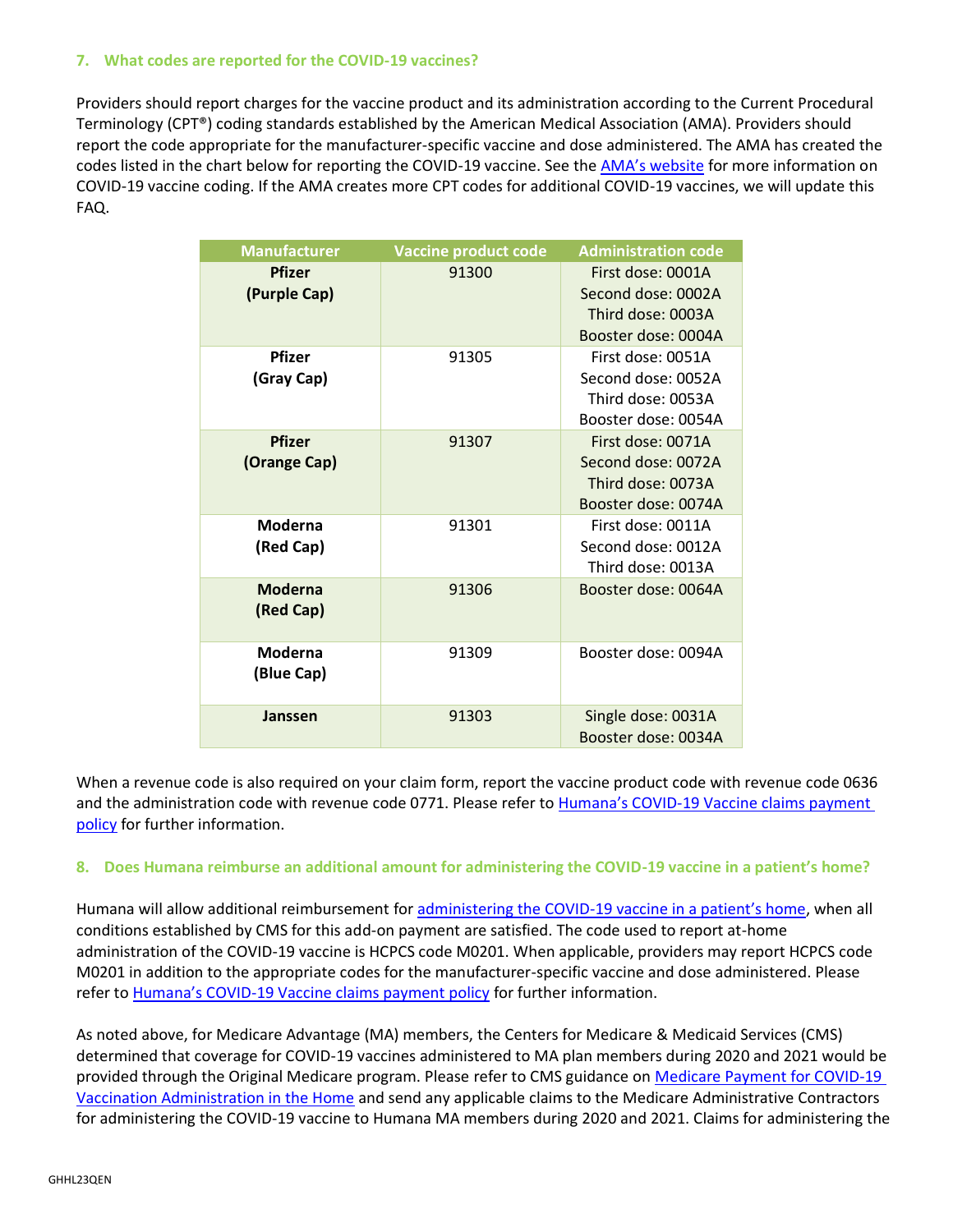### 7. What codes are reported for the COVID-19 vaccines?

Providers should report charges for the vaccine product and its administration according to the Current Procedural Terminology (CPT®) coding standards established by the American Medical Association (AMA). Providers should report the code appropriate for the manufacturer-specific vaccine and dose administered. The AMA has created the codes listed in the chart below for reporting the COVID-19 vaccine. See the AMA's website for more information on COVID-19 vaccine coding. If the AMA creates more CPT codes for additional COVID-19 vaccines, we will update this FAQ.

| Manufacturer | Vaccine product code | Administration code |
|---|---|---|
| **Pfizer (Purple Cap)** | 91300 | First dose: 0001A<br>Second dose: 0002A<br>Third dose: 0003A<br>Booster dose: 0004A |
| **Pfizer (Gray Cap)** | 91305 | First dose: 0051A<br>Second dose: 0052A<br>Third dose: 0053A<br>Booster dose: 0054A |
| **Pfizer (Orange Cap)** | 91307 | First dose: 0071A<br>Second dose: 0072A<br>Third dose: 0073A<br>Booster dose: 0074A |
| **Moderna (Red Cap)** | 91301 | First dose: 0011A<br>Second dose: 0012A<br>Third dose: 0013A |
| **Moderna (Red Cap)** | 91306 | Booster dose: 0064A |
| **Moderna (Blue Cap)** | 91309 | Booster dose: 0094A |
| **Janssen** | 91303 | Single dose: 0031A<br>Booster dose: 0034A |

When a revenue code is also required on your claim form, report the vaccine product code with revenue code 0636 and the administration code with revenue code 0771. Please refer to Humana's COVID-19 Vaccine claims payment policy for further information.

### 8. Does Humana reimburse an additional amount for administering the COVID-19 vaccine in a patient's home?

Humana will allow additional reimbursement for administering the COVID-19 vaccine in a patient's home, when all conditions established by CMS for this add-on payment are satisfied. The code used to report at-home administration of the COVID-19 vaccine is HCPCS code M0201. When applicable, providers may report HCPCS code M0201 in addition to the appropriate codes for the manufacturer-specific vaccine and dose administered. Please refer to Humana's COVID-19 Vaccine claims payment policy for further information.

As noted above, for Medicare Advantage (MA) members, the Centers for Medicare & Medicaid Services (CMS) determined that coverage for COVID-19 vaccines administered to MA plan members during 2020 and 2021 would be provided through the Original Medicare program. Please refer to CMS guidance on Medicare Payment for COVID-19 Vaccination Administration in the Home and send any applicable claims to the Medicare Administrative Contractors for administering the COVID-19 vaccine to Humana MA members during 2020 and 2021. Claims for administering the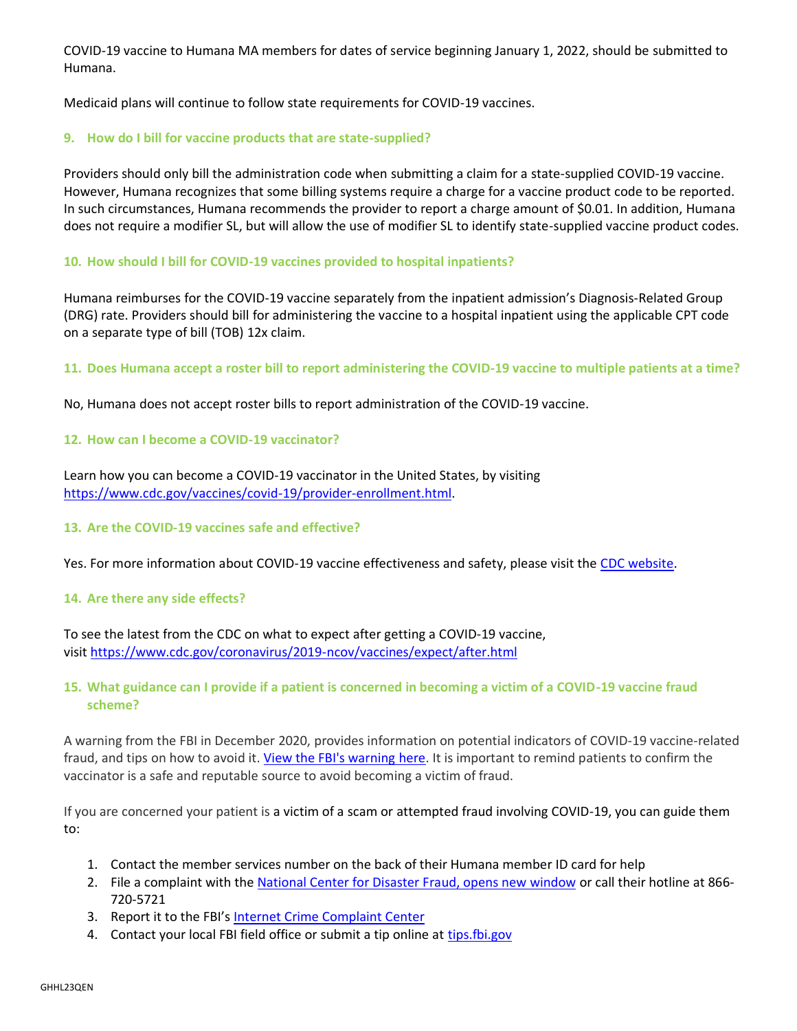COVID-19 vaccine to Humana MA members for dates of service beginning January 1, 2022, should be submitted to Humana.

Medicaid plans will continue to follow state requirements for COVID-19 vaccines.

### 9. How do I bill for vaccine products that are state-supplied?

Providers should only bill the administration code when submitting a claim for a state-supplied COVID-19 vaccine. However, Humana recognizes that some billing systems require a charge for a vaccine product code to be reported. In such circumstances, Humana recommends the provider to report a charge amount of $0.01. In addition, Humana does not require a modifier SL, but will allow the use of modifier SL to identify state-supplied vaccine product codes.

### 10. How should I bill for COVID-19 vaccines provided to hospital inpatients?

Humana reimburses for the COVID-19 vaccine separately from the inpatient admission's Diagnosis-Related Group (DRG) rate. Providers should bill for administering the vaccine to a hospital inpatient using the applicable CPT code on a separate type of bill (TOB) 12x claim.

### 11. Does Humana accept a roster bill to report administering the COVID-19 vaccine to multiple patients at a time?

No, Humana does not accept roster bills to report administration of the COVID-19 vaccine.

### 12. How can I become a COVID-19 vaccinator?

Learn how you can become a COVID-19 vaccinator in the United States, by visiting [https://www.cdc.gov/vaccines/covid-19/provider-enrollment.html](https://www.cdc.gov/vaccines/covid-19/provider-enrollment.html).

### 13. Are the COVID-19 vaccines safe and effective?

Yes. For more information about COVID-19 vaccine effectiveness and safety, please visit the CDC website.

### 14. Are there any side effects?

To see the latest from the CDC on what to expect after getting a COVID-19 vaccine, visit [https://www.cdc.gov/coronavirus/2019-ncov/vaccines/expect/after.html](https://www.cdc.gov/coronavirus/2019-ncov/vaccines/expect/after.html)

### 15. What guidance can I provide if a patient is concerned in becoming a victim of a COVID-19 vaccine fraud scheme?

A warning from the FBI in December 2020, provides information on potential indicators of COVID-19 vaccine-related fraud, and tips on how to avoid it. View the FBI's warning here. It is important to remind patients to confirm the vaccinator is a safe and reputable source to avoid becoming a victim of fraud.

If you are concerned your patient is a victim of a scam or attempted fraud involving COVID-19, you can guide them to:

1. Contact the member services number on the back of their Humana member ID card for help
2. File a complaint with the National Center for Disaster Fraud, opens new window or call their hotline at 866-720-5721
3. Report it to the FBI's Internet Crime Complaint Center
4. Contact your local FBI field office or submit a tip online at tips.fbi.gov

GHHL23QEN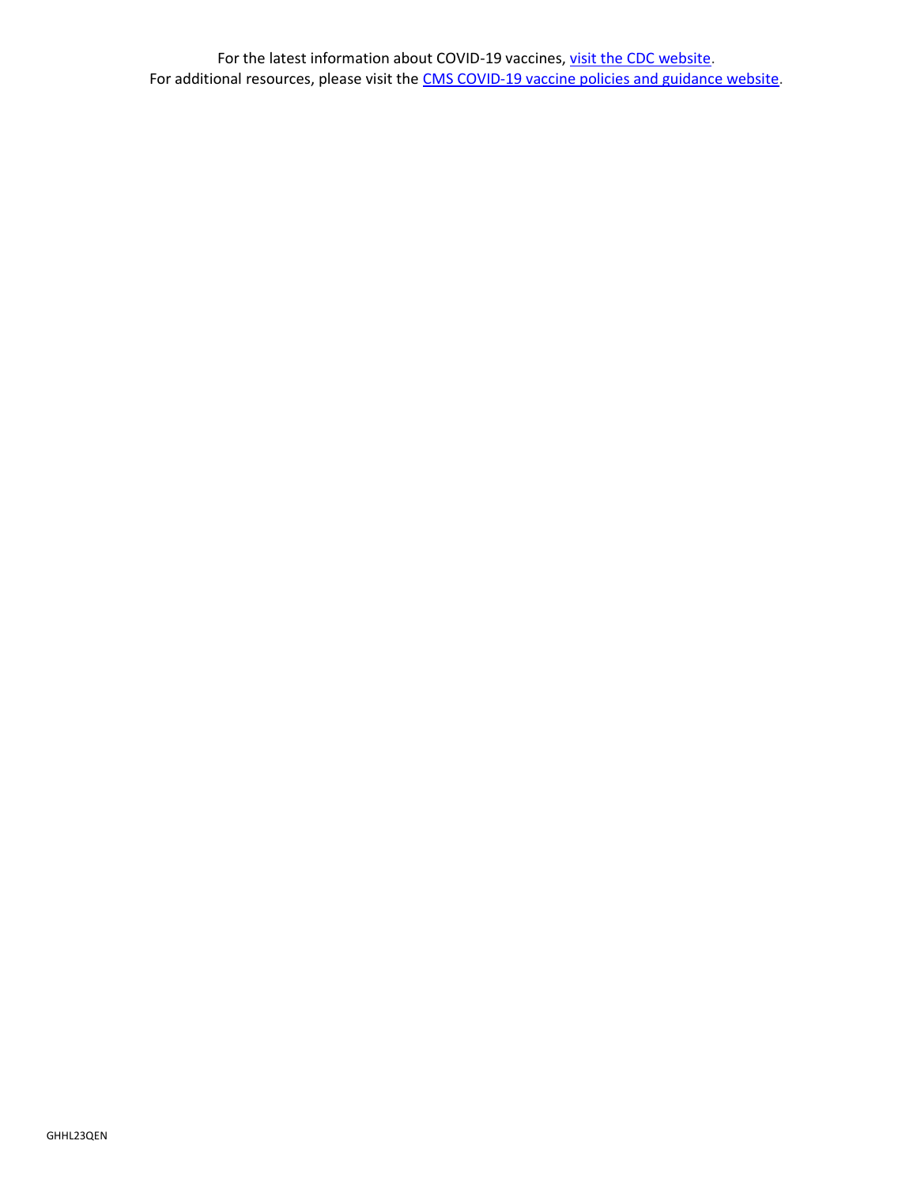For the latest information about COVID-19 vaccines, [visit the CDC website](#).
For additional resources, please visit the [CMS COVID-19 vaccine policies and guidance website](#).

GHHL23QEN